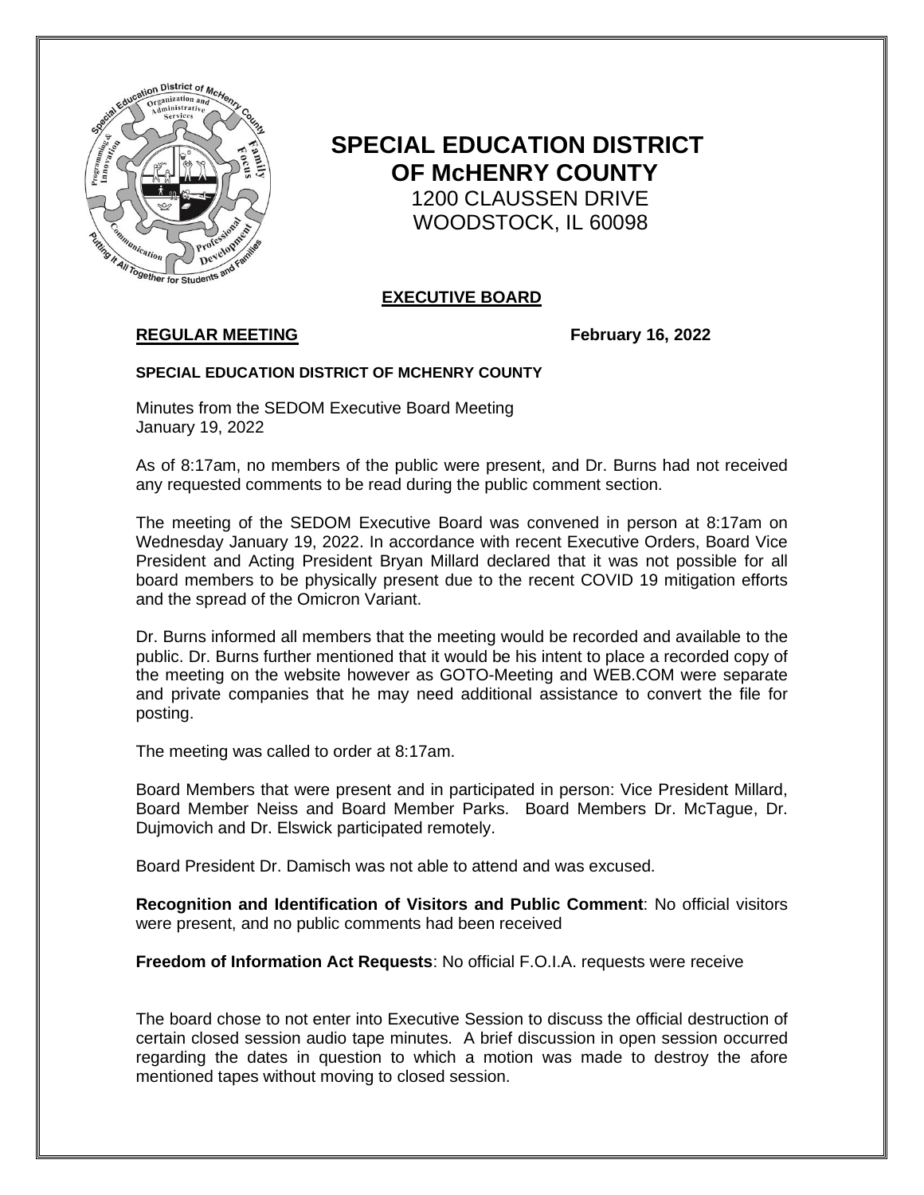# SPECIAL EDUCATION DISTRICT OF McHENRY COUNTY

1200 CLAUSSEN DRIVE
WOODSTOCK, IL 60098

## EXECUTIVE BOARD

**REGULAR MEETING** **February 16, 2022**

**SPECIAL EDUCATION DISTRICT OF MCHENRY COUNTY**

Minutes from the SEDOM Executive Board Meeting
January 19, 2022

As of 8:17am, no members of the public were present, and Dr. Burns had not received any requested comments to be read during the public comment section.

The meeting of the SEDOM Executive Board was convened in person at 8:17am on Wednesday January 19, 2022. In accordance with recent Executive Orders, Board Vice President and Acting President Bryan Millard declared that it was not possible for all board members to be physically present due to the recent COVID 19 mitigation efforts and the spread of the Omicron Variant.

Dr. Burns informed all members that the meeting would be recorded and available to the public. Dr. Burns further mentioned that it would be his intent to place a recorded copy of the meeting on the website however as GOTO-Meeting and WEB.COM were separate and private companies that he may need additional assistance to convert the file for posting.

The meeting was called to order at 8:17am.

Board Members that were present and in participated in person: Vice President Millard, Board Member Neiss and Board Member Parks. Board Members Dr. McTague, Dr. Dujmovich and Dr. Elswick participated remotely.

Board President Dr. Damisch was not able to attend and was excused.

**Recognition and Identification of Visitors and Public Comment**: No official visitors were present, and no public comments had been received

**Freedom of Information Act Requests**: No official F.O.I.A. requests were receive

The board chose to not enter into Executive Session to discuss the official destruction of certain closed session audio tape minutes. A brief discussion in open session occurred regarding the dates in question to which a motion was made to destroy the afore mentioned tapes without moving to closed session.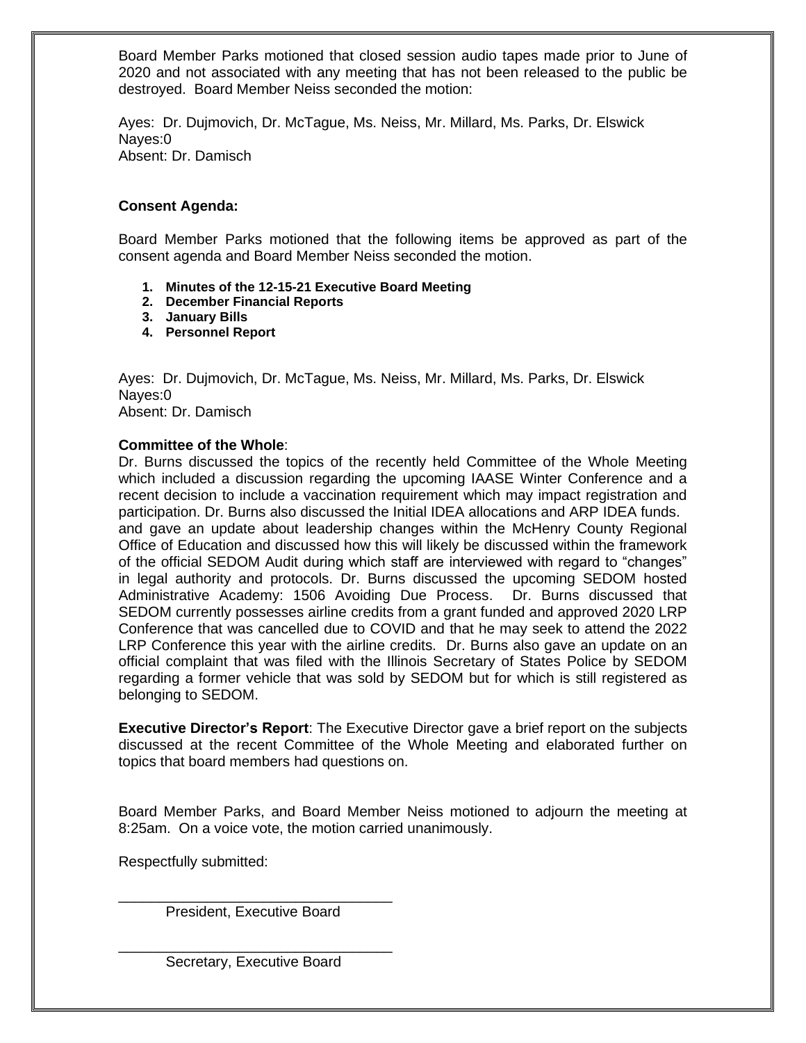Board Member Parks motioned that closed session audio tapes made prior to June of 2020 and not associated with any meeting that has not been released to the public be destroyed. Board Member Neiss seconded the motion:

Ayes: Dr. Dujmovich, Dr. McTague, Ms. Neiss, Mr. Millard, Ms. Parks, Dr. Elswick
Nayes:0
Absent: Dr. Damisch

**Consent Agenda:**

Board Member Parks motioned that the following items be approved as part of the consent agenda and Board Member Neiss seconded the motion.

1. **Minutes of the 12-15-21 Executive Board Meeting**
2. **December Financial Reports**
3. **January Bills**
4. **Personnel Report**

Ayes: Dr. Dujmovich, Dr. McTague, Ms. Neiss, Mr. Millard, Ms. Parks, Dr. Elswick
Nayes:0
Absent: Dr. Damisch

**Committee of the Whole**:
Dr. Burns discussed the topics of the recently held Committee of the Whole Meeting which included a discussion regarding the upcoming IAASE Winter Conference and a recent decision to include a vaccination requirement which may impact registration and participation. Dr. Burns also discussed the Initial IDEA allocations and ARP IDEA funds. and gave an update about leadership changes within the McHenry County Regional Office of Education and discussed how this will likely be discussed within the framework of the official SEDOM Audit during which staff are interviewed with regard to "changes" in legal authority and protocols. Dr. Burns discussed the upcoming SEDOM hosted Administrative Academy: 1506 Avoiding Due Process. Dr. Burns discussed that SEDOM currently possesses airline credits from a grant funded and approved 2020 LRP Conference that was cancelled due to COVID and that he may seek to attend the 2022 LRP Conference this year with the airline credits. Dr. Burns also gave an update on an official complaint that was filed with the Illinois Secretary of States Police by SEDOM regarding a former vehicle that was sold by SEDOM but for which is still registered as belonging to SEDOM.

**Executive Director's Report**: The Executive Director gave a brief report on the subjects discussed at the recent Committee of the Whole Meeting and elaborated further on topics that board members had questions on.

Board Member Parks, and Board Member Neiss motioned to adjourn the meeting at 8:25am. On a voice vote, the motion carried unanimously.

Respectfully submitted:

\_\_\_\_\_\_\_\_\_\_\_\_\_\_\_\_\_\_\_\_\_\_\_\_\_\_\_\_\_\_\_\_\_\_\_
President, Executive Board

\_\_\_\_\_\_\_\_\_\_\_\_\_\_\_\_\_\_\_\_\_\_\_\_\_\_\_\_\_\_\_\_\_\_\_
Secretary, Executive Board